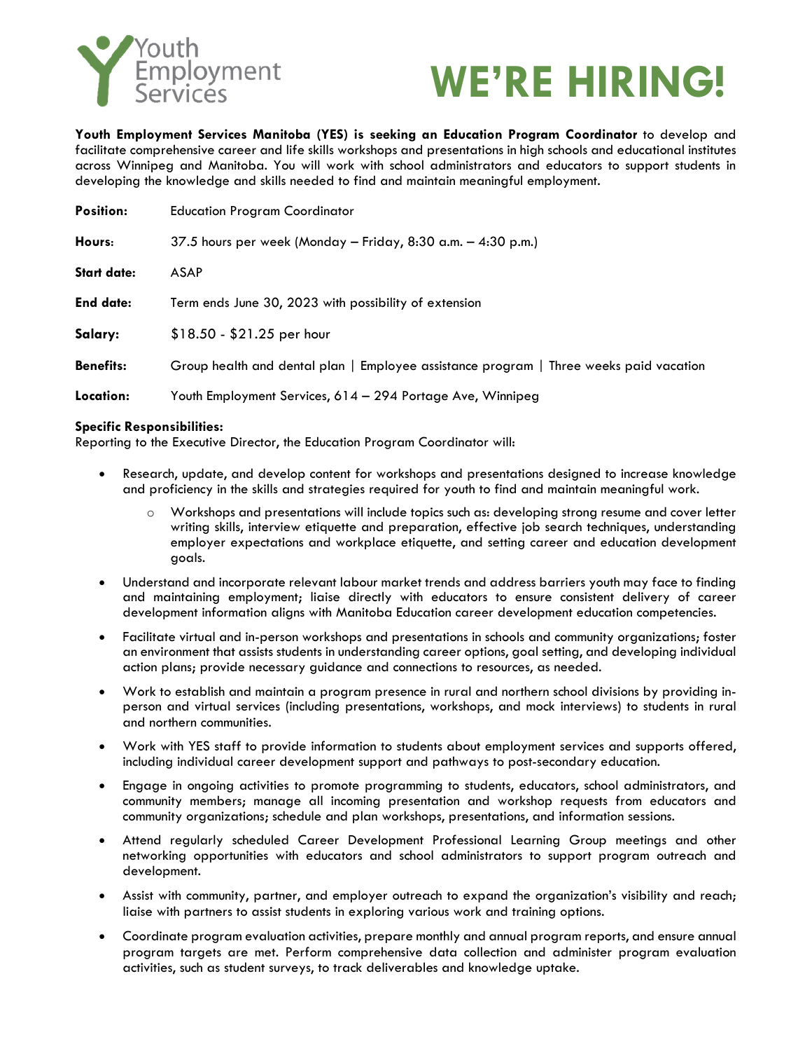Youth Employment Services

# WE'RE HIRING!

**Youth Employment Services Manitoba (YES) is seeking an Education Program Coordinator** to develop and facilitate comprehensive career and life skills workshops and presentations in high schools and educational institutes across Winnipeg and Manitoba. You will work with school administrators and educators to support students in developing the knowledge and skills needed to find and maintain meaningful employment.

| | |
|---|---|
| **Position:** | Education Program Coordinator |
| **Hours:** | 37.5 hours per week (Monday – Friday, 8:30 a.m. – 4:30 p.m.) |
| **Start date:** | ASAP |
| **End date:** | Term ends June 30, 2023 with possibility of extension |
| **Salary:** | $18.50 - $21.25 per hour |
| **Benefits:** | Group health and dental plan \| Employee assistance program \| Three weeks paid vacation |
| **Location:** | Youth Employment Services, 614 – 294 Portage Ave, Winnipeg |

**Specific Responsibilities:**
Reporting to the Executive Director, the Education Program Coordinator will:

- Research, update, and develop content for workshops and presentations designed to increase knowledge and proficiency in the skills and strategies required for youth to find and maintain meaningful work.
    - Workshops and presentations will include topics such as: developing strong resume and cover letter writing skills, interview etiquette and preparation, effective job search techniques, understanding employer expectations and workplace etiquette, and setting career and education development goals.
- Understand and incorporate relevant labour market trends and address barriers youth may face to finding and maintaining employment; liaise directly with educators to ensure consistent delivery of career development information aligns with Manitoba Education career development education competencies.
- Facilitate virtual and in-person workshops and presentations in schools and community organizations; foster an environment that assists students in understanding career options, goal setting, and developing individual action plans; provide necessary guidance and connections to resources, as needed.
- Work to establish and maintain a program presence in rural and northern school divisions by providing in-person and virtual services (including presentations, workshops, and mock interviews) to students in rural and northern communities.
- Work with YES staff to provide information to students about employment services and supports offered, including individual career development support and pathways to post-secondary education.
- Engage in ongoing activities to promote programming to students, educators, school administrators, and community members; manage all incoming presentation and workshop requests from educators and community organizations; schedule and plan workshops, presentations, and information sessions.
- Attend regularly scheduled Career Development Professional Learning Group meetings and other networking opportunities with educators and school administrators to support program outreach and development.
- Assist with community, partner, and employer outreach to expand the organization's visibility and reach; liaise with partners to assist students in exploring various work and training options.
- Coordinate program evaluation activities, prepare monthly and annual program reports, and ensure annual program targets are met. Perform comprehensive data collection and administer program evaluation activities, such as student surveys, to track deliverables and knowledge uptake.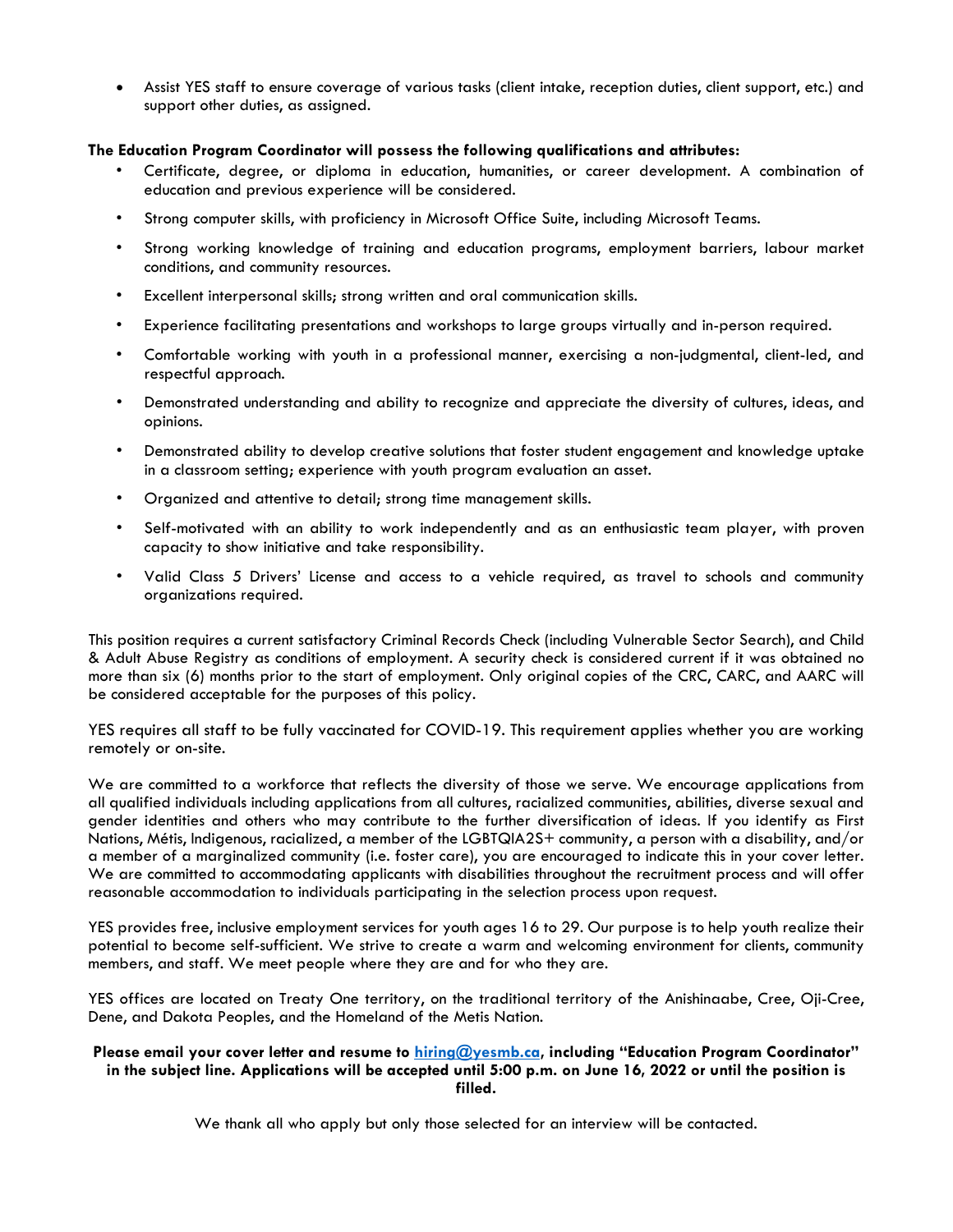- Assist YES staff to ensure coverage of various tasks (client intake, reception duties, client support, etc.) and support other duties, as assigned.

**The Education Program Coordinator will possess the following qualifications and attributes:**

- Certificate, degree, or diploma in education, humanities, or career development. A combination of education and previous experience will be considered.
- Strong computer skills, with proficiency in Microsoft Office Suite, including Microsoft Teams.
- Strong working knowledge of training and education programs, employment barriers, labour market conditions, and community resources.
- Excellent interpersonal skills; strong written and oral communication skills.
- Experience facilitating presentations and workshops to large groups virtually and in-person required.
- Comfortable working with youth in a professional manner, exercising a non-judgmental, client-led, and respectful approach.
- Demonstrated understanding and ability to recognize and appreciate the diversity of cultures, ideas, and opinions.
- Demonstrated ability to develop creative solutions that foster student engagement and knowledge uptake in a classroom setting; experience with youth program evaluation an asset.
- Organized and attentive to detail; strong time management skills.
- Self-motivated with an ability to work independently and as an enthusiastic team player, with proven capacity to show initiative and take responsibility.
- Valid Class 5 Drivers' License and access to a vehicle required, as travel to schools and community organizations required.

This position requires a current satisfactory Criminal Records Check (including Vulnerable Sector Search), and Child & Adult Abuse Registry as conditions of employment. A security check is considered current if it was obtained no more than six (6) months prior to the start of employment. Only original copies of the CRC, CARC, and AARC will be considered acceptable for the purposes of this policy.

YES requires all staff to be fully vaccinated for COVID-19. This requirement applies whether you are working remotely or on-site.

We are committed to a workforce that reflects the diversity of those we serve. We encourage applications from all qualified individuals including applications from all cultures, racialized communities, abilities, diverse sexual and gender identities and others who may contribute to the further diversification of ideas. If you identify as First Nations, Métis, Indigenous, racialized, a member of the LGBTQIA2S+ community, a person with a disability, and/or a member of a marginalized community (i.e. foster care), you are encouraged to indicate this in your cover letter. We are committed to accommodating applicants with disabilities throughout the recruitment process and will offer reasonable accommodation to individuals participating in the selection process upon request.

YES provides free, inclusive employment services for youth ages 16 to 29. Our purpose is to help youth realize their potential to become self-sufficient. We strive to create a warm and welcoming environment for clients, community members, and staff. We meet people where they are and for who they are.

YES offices are located on Treaty One territory, on the traditional territory of the Anishinaabe, Cree, Oji-Cree, Dene, and Dakota Peoples, and the Homeland of the Metis Nation.

**Please email your cover letter and resume to [hiring@yesmb.ca](mailto:hiring@yesmb.ca), including "Education Program Coordinator" in the subject line. Applications will be accepted until 5:00 p.m. on June 16, 2022 or until the position is filled.**

We thank all who apply but only those selected for an interview will be contacted.